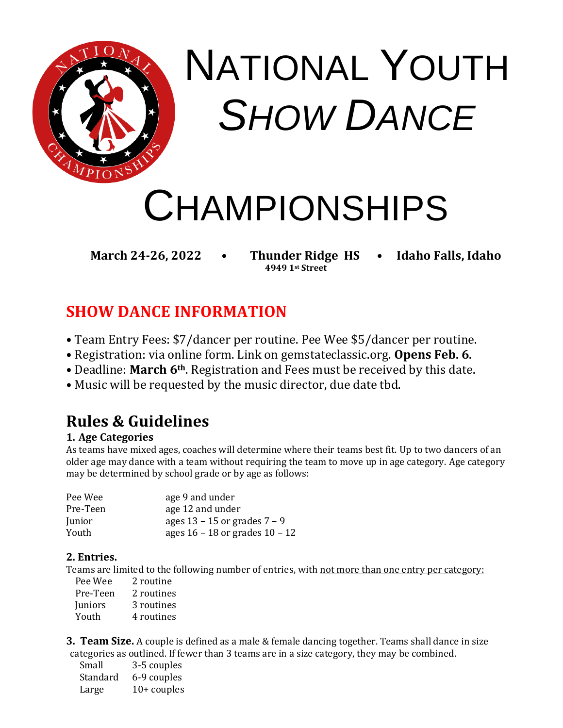# NATIONAL YOUTH *SHOW DANCE* CHAMPIONSHIPS

**March 24-26, 2022** • **Thunder Ridge HS** • **Idaho Falls, Idaho**
**4949 1st Street**

## SHOW DANCE INFORMATION

- Team Entry Fees: $7/dancer per routine. Pee Wee $5/dancer per routine.
- Registration: via online form. Link on gemstateclassic.org. **Opens Feb. 6**.
- Deadline: **March 6th**. Registration and Fees must be received by this date.
- Music will be requested by the music director, due date tbd.

## Rules & Guidelines

### 1. Age Categories

As teams have mixed ages, coaches will determine where their teams best fit. Up to two dancers of an older age may dance with a team without requiring the team to move up in age category. Age category may be determined by school grade or by age as follows:

| | |
|---|---|
| Pee Wee | age 9 and under |
| Pre-Teen | age 12 and under |
| Junior | ages 13 – 15 or grades 7 – 9 |
| Youth | ages 16 – 18 or grades 10 – 12 |

### 2. Entries.

Teams are limited to the following number of entries, with not more than one entry per category:

| | |
|---|---|
| Pee Wee | 2 routine |
| Pre-Teen | 2 routines |
| Juniors | 3 routines |
| Youth | 4 routines |

**3. Team Size.** A couple is defined as a male & female dancing together. Teams shall dance in size categories as outlined. If fewer than 3 teams are in a size category, they may be combined.

| | |
|---|---|
| Small | 3-5 couples |
| Standard | 6-9 couples |
| Large | 10+ couples |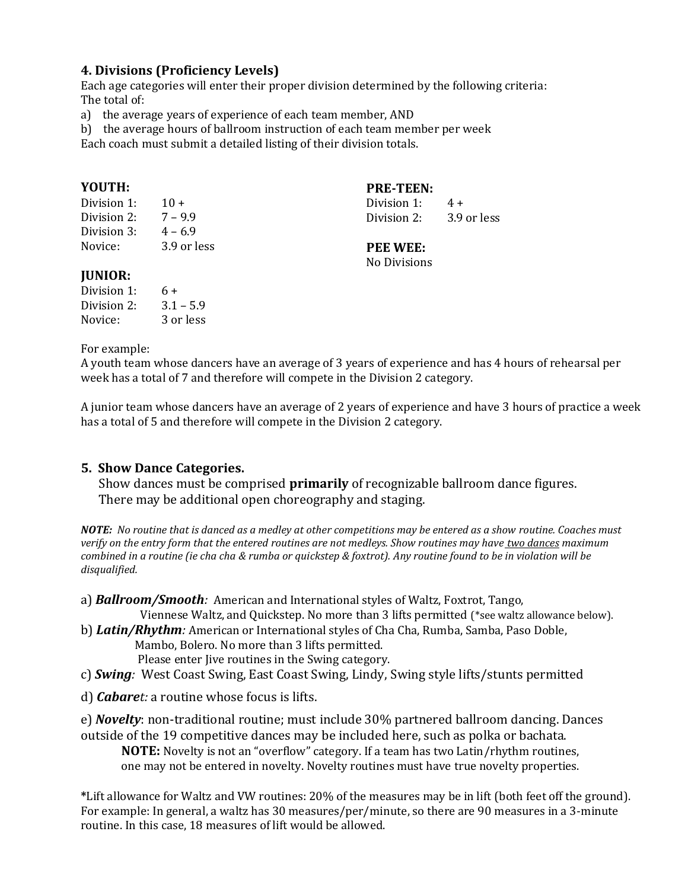### 4. Divisions (Proficiency Levels)

Each age categories will enter their proper division determined by the following criteria:
The total of:

a) the average years of experience of each team member, AND
b) the average hours of ballroom instruction of each team member per week

Each coach must submit a detailed listing of their division totals.

**YOUTH:**

| | |
|---|---|
| Division 1: | 10 + |
| Division 2: | 7 – 9.9 |
| Division 3: | 4 – 6.9 |
| Novice: | 3.9 or less |

**JUNIOR:**

| | |
|---|---|
| Division 1: | 6 + |
| Division 2: | 3.1 – 5.9 |
| Novice: | 3 or less |

**PRE-TEEN:**

| | |
|---|---|
| Division 1: | 4 + |
| Division 2: | 3.9 or less |

**PEE WEE:**
No Divisions

For example:
A youth team whose dancers have an average of 3 years of experience and has 4 hours of rehearsal per week has a total of 7 and therefore will compete in the Division 2 category.

A junior team whose dancers have an average of 2 years of experience and have 3 hours of practice a week has a total of 5 and therefore will compete in the Division 2 category.

### 5. Show Dance Categories.

Show dances must be comprised **primarily** of recognizable ballroom dance figures. There may be additional open choreography and staging.

***NOTE:*** *No routine that is danced as a medley at other competitions may be entered as a show routine. Coaches must verify on the entry form that the entered routines are not medleys. Show routines may have two dances maximum combined in a routine (ie cha cha & rumba or quickstep & foxtrot). Any routine found to be in violation will be disqualified.*

a) ***Ballroom/Smooth****:* American and International styles of Waltz, Foxtrot, Tango, Viennese Waltz, and Quickstep. No more than 3 lifts permitted (*see waltz allowance below).

b) ***Latin/Rhythm****:* American or International styles of Cha Cha, Rumba, Samba, Paso Doble, Mambo, Bolero. No more than 3 lifts permitted. Please enter Jive routines in the Swing category.

c) ***Swing****:* West Coast Swing, East Coast Swing, Lindy, Swing style lifts/stunts permitted

d) ***Cabaret****:* a routine whose focus is lifts.

e) ***Novelty***: non-traditional routine; must include 30% partnered ballroom dancing. Dances outside of the 19 competitive dances may be included here, such as polka or bachata.

**NOTE:** Novelty is not an "overflow" category. If a team has two Latin/rhythm routines, one may not be entered in novelty. Novelty routines must have true novelty properties.

*Lift allowance for Waltz and VW routines: 20% of the measures may be in lift (both feet off the ground). For example: In general, a waltz has 30 measures/per/minute, so there are 90 measures in a 3-minute routine. In this case, 18 measures of lift would be allowed.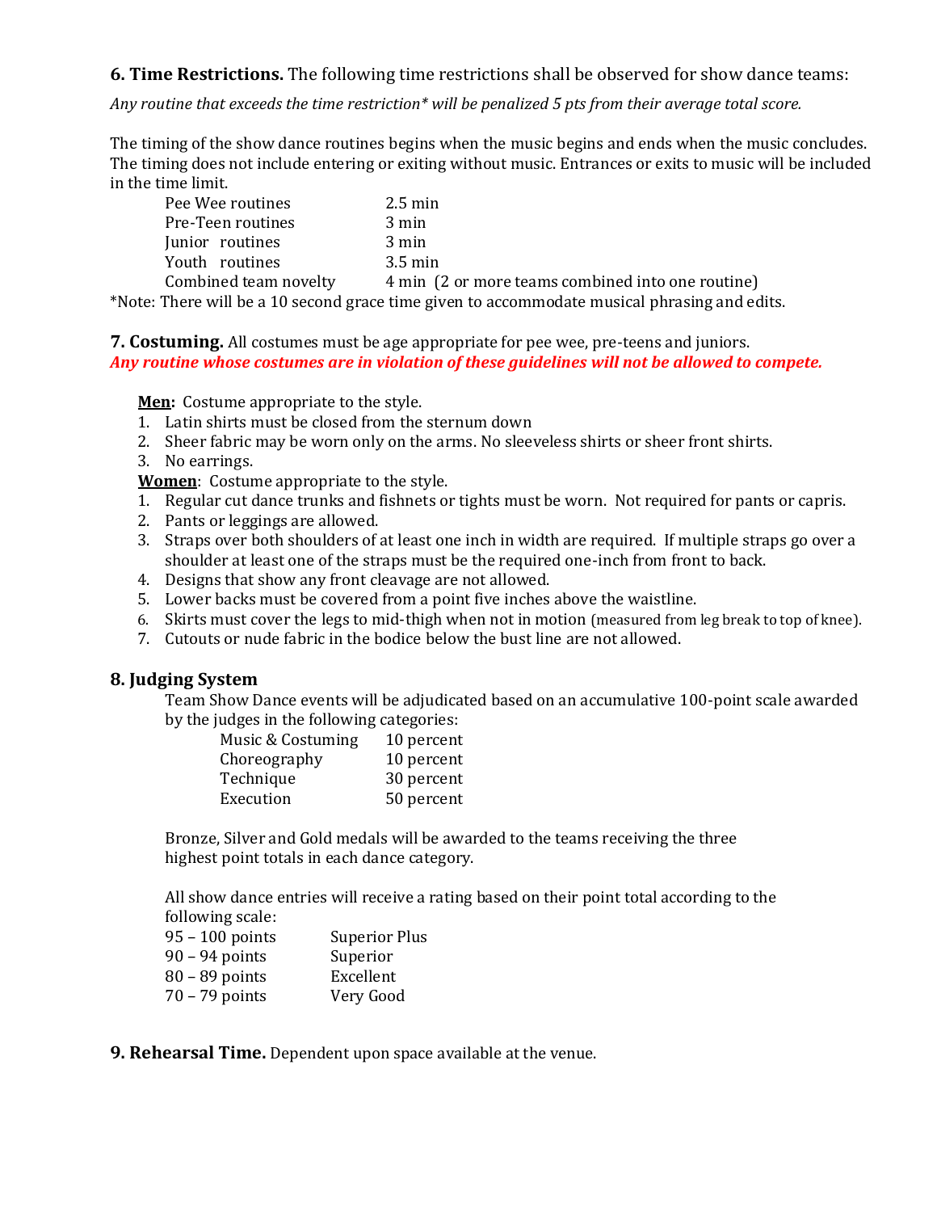**6. Time Restrictions.** The following time restrictions shall be observed for show dance teams:

*Any routine that exceeds the time restriction* will be penalized 5 pts from their average total score.*

The timing of the show dance routines begins when the music begins and ends when the music concludes. The timing does not include entering or exiting without music. Entrances or exits to music will be included in the time limit.

| | |
|---|---|
| Pee Wee routines | 2.5 min |
| Pre-Teen routines | 3 min |
| Junior routines | 3 min |
| Youth routines | 3.5 min |
| Combined team novelty | 4 min (2 or more teams combined into one routine) |

*Note: There will be a 10 second grace time given to accommodate musical phrasing and edits.

**7. Costuming.** All costumes must be age appropriate for pee wee, pre-teens and juniors.
***Any routine whose costumes are in violation of these guidelines will not be allowed to compete.***

**Men:** Costume appropriate to the style.

1. Latin shirts must be closed from the sternum down
2. Sheer fabric may be worn only on the arms. No sleeveless shirts or sheer front shirts.
3. No earrings.

**Women**: Costume appropriate to the style.

1. Regular cut dance trunks and fishnets or tights must be worn. Not required for pants or capris.
2. Pants or leggings are allowed.
3. Straps over both shoulders of at least one inch in width are required. If multiple straps go over a shoulder at least one of the straps must be the required one-inch from front to back.
4. Designs that show any front cleavage are not allowed.
5. Lower backs must be covered from a point five inches above the waistline.
6. Skirts must cover the legs to mid-thigh when not in motion (measured from leg break to top of knee).
7. Cutouts or nude fabric in the bodice below the bust line are not allowed.

**8. Judging System**

Team Show Dance events will be adjudicated based on an accumulative 100-point scale awarded by the judges in the following categories:

| | |
|---|---|
| Music & Costuming | 10 percent |
| Choreography | 10 percent |
| Technique | 30 percent |
| Execution | 50 percent |

Bronze, Silver and Gold medals will be awarded to the teams receiving the three highest point totals in each dance category.

All show dance entries will receive a rating based on their point total according to the following scale:

| | |
|---|---|
| 95 – 100 points | Superior Plus |
| 90 – 94 points | Superior |
| 80 – 89 points | Excellent |
| 70 – 79 points | Very Good |

**9. Rehearsal Time.** Dependent upon space available at the venue.